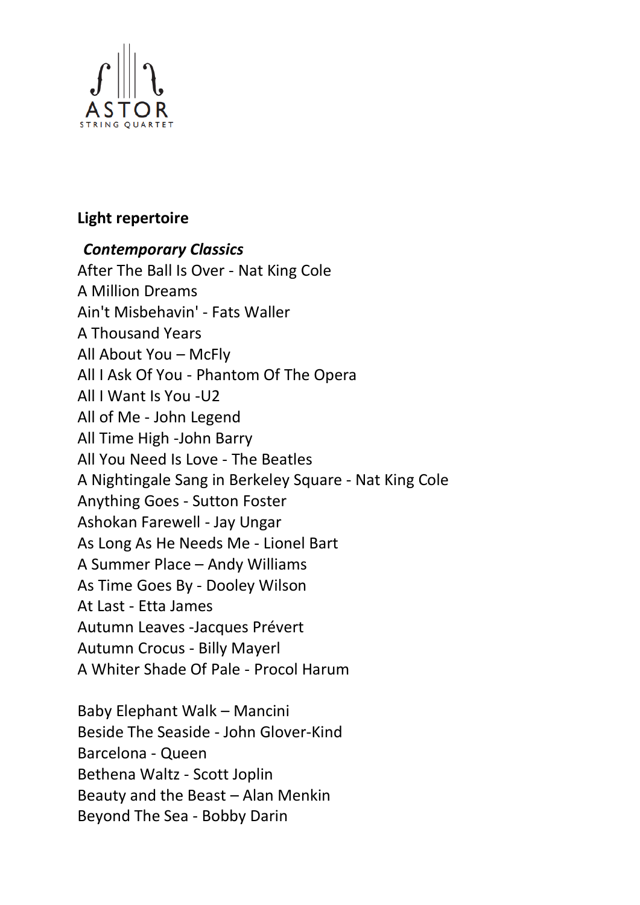ASTOR
STRING QUARTET

**Light repertoire**

***Contemporary Classics***

After The Ball Is Over - Nat King Cole
A Million Dreams
Ain't Misbehavin' - Fats Waller
A Thousand Years
All About You – McFly
All I Ask Of You - Phantom Of The Opera
All I Want Is You -U2
All of Me - John Legend
All Time High -John Barry
All You Need Is Love - The Beatles
A Nightingale Sang in Berkeley Square - Nat King Cole
Anything Goes - Sutton Foster
Ashokan Farewell - Jay Ungar
As Long As He Needs Me - Lionel Bart
A Summer Place – Andy Williams
As Time Goes By - Dooley Wilson
At Last - Etta James
Autumn Leaves -Jacques Prévert
Autumn Crocus - Billy Mayerl
A Whiter Shade Of Pale - Procol Harum

Baby Elephant Walk – Mancini
Beside The Seaside - John Glover-Kind
Barcelona - Queen
Bethena Waltz - Scott Joplin
Beauty and the Beast – Alan Menkin
Beyond The Sea - Bobby Darin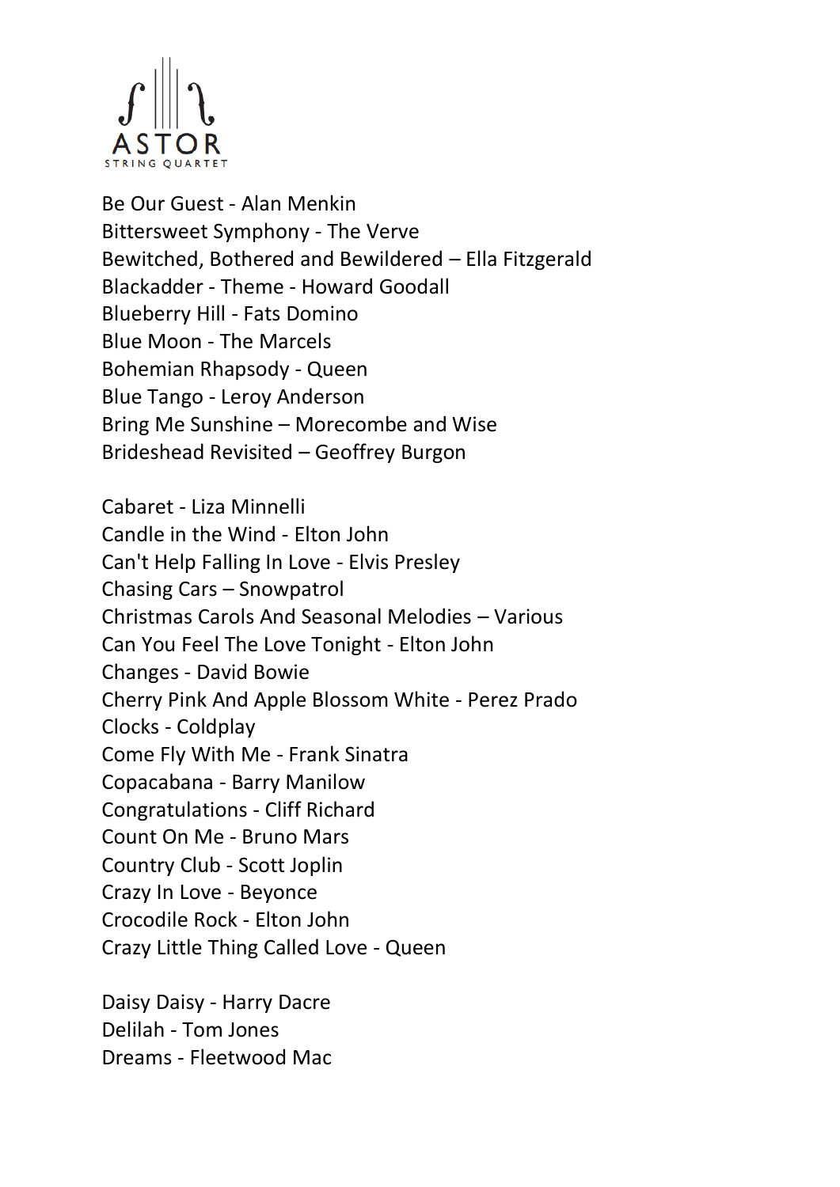ASTOR
STRING QUARTET

Be Our Guest - Alan Menkin
Bittersweet Symphony - The Verve
Bewitched, Bothered and Bewildered – Ella Fitzgerald
Blackadder - Theme - Howard Goodall
Blueberry Hill - Fats Domino
Blue Moon - The Marcels
Bohemian Rhapsody - Queen
Blue Tango - Leroy Anderson
Bring Me Sunshine – Morecombe and Wise
Brideshead Revisited – Geoffrey Burgon

Cabaret - Liza Minnelli
Candle in the Wind - Elton John
Can't Help Falling In Love - Elvis Presley
Chasing Cars – Snowpatrol
Christmas Carols And Seasonal Melodies – Various
Can You Feel The Love Tonight - Elton John
Changes - David Bowie
Cherry Pink And Apple Blossom White - Perez Prado
Clocks - Coldplay
Come Fly With Me - Frank Sinatra
Copacabana - Barry Manilow
Congratulations - Cliff Richard
Count On Me - Bruno Mars
Country Club - Scott Joplin
Crazy In Love - Beyonce
Crocodile Rock - Elton John
Crazy Little Thing Called Love - Queen

Daisy Daisy - Harry Dacre
Delilah - Tom Jones
Dreams - Fleetwood Mac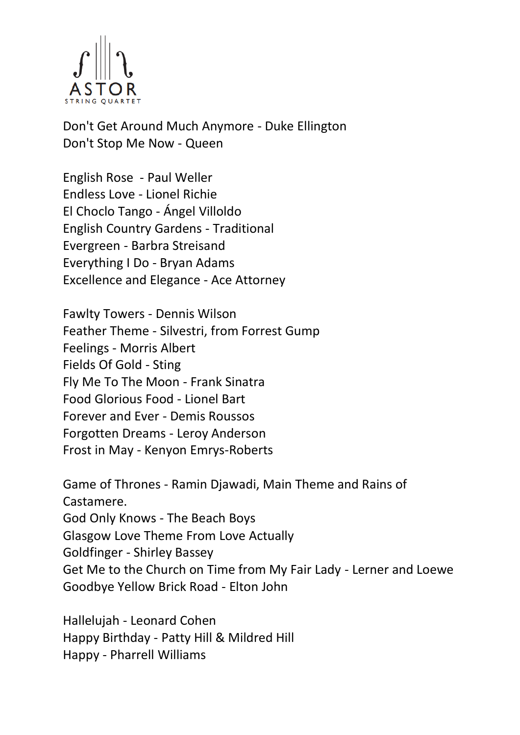Don't Get Around Much Anymore - Duke Ellington
Don't Stop Me Now - Queen

English Rose  - Paul Weller
Endless Love - Lionel Richie
El Choclo Tango - Ángel Villoldo
English Country Gardens - Traditional
Evergreen - Barbra Streisand
Everything I Do - Bryan Adams
Excellence and Elegance - Ace Attorney

Fawlty Towers - Dennis Wilson
Feather Theme - Silvestri, from Forrest Gump
Feelings - Morris Albert
Fields Of Gold - Sting
Fly Me To The Moon - Frank Sinatra
Food Glorious Food - Lionel Bart
Forever and Ever - Demis Roussos
Forgotten Dreams - Leroy Anderson
Frost in May - Kenyon Emrys-Roberts

Game of Thrones - Ramin Djawadi, Main Theme and Rains of Castamere.
God Only Knows - The Beach Boys
Glasgow Love Theme From Love Actually
Goldfinger - Shirley Bassey
Get Me to the Church on Time from My Fair Lady - Lerner and Loewe
Goodbye Yellow Brick Road - Elton John

Hallelujah - Leonard Cohen
Happy Birthday - Patty Hill & Mildred Hill
Happy - Pharrell Williams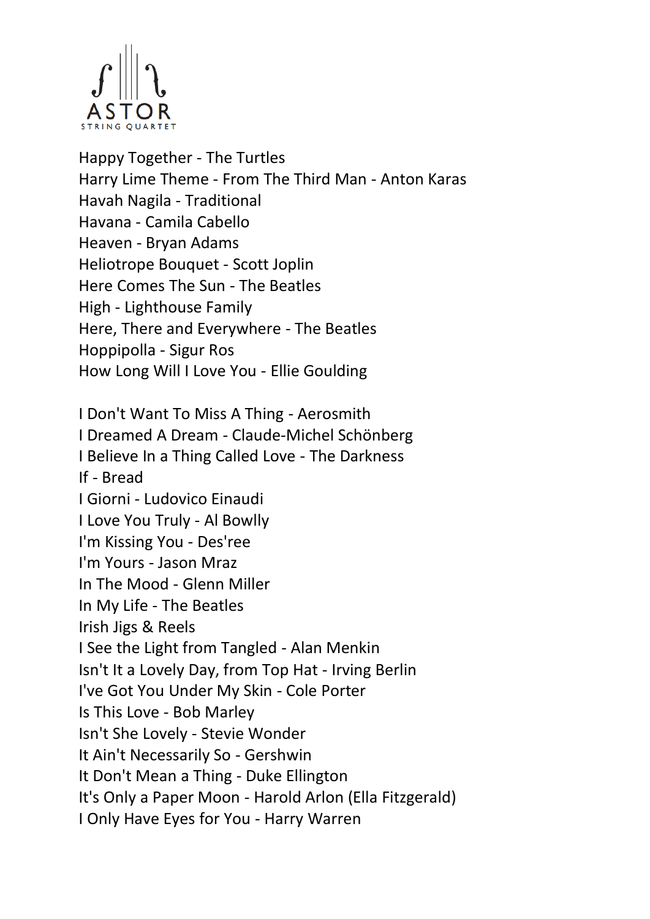Happy Together - The Turtles
Harry Lime Theme - From The Third Man - Anton Karas
Havah Nagila - Traditional
Havana - Camila Cabello
Heaven - Bryan Adams
Heliotrope Bouquet - Scott Joplin
Here Comes The Sun - The Beatles
High - Lighthouse Family
Here, There and Everywhere - The Beatles
Hoppipolla - Sigur Ros
How Long Will I Love You - Ellie Goulding

I Don't Want To Miss A Thing - Aerosmith
I Dreamed A Dream - Claude-Michel Schönberg
I Believe In a Thing Called Love - The Darkness
If - Bread
I Giorni - Ludovico Einaudi
I Love You Truly - Al Bowlly
I'm Kissing You - Des'ree
I'm Yours - Jason Mraz
In The Mood - Glenn Miller
In My Life - The Beatles
Irish Jigs & Reels
I See the Light from Tangled - Alan Menkin
Isn't It a Lovely Day, from Top Hat - Irving Berlin
I've Got You Under My Skin - Cole Porter
Is This Love - Bob Marley
Isn't She Lovely - Stevie Wonder
It Ain't Necessarily So - Gershwin
It Don't Mean a Thing - Duke Ellington
It's Only a Paper Moon - Harold Arlon (Ella Fitzgerald)
I Only Have Eyes for You - Harry Warren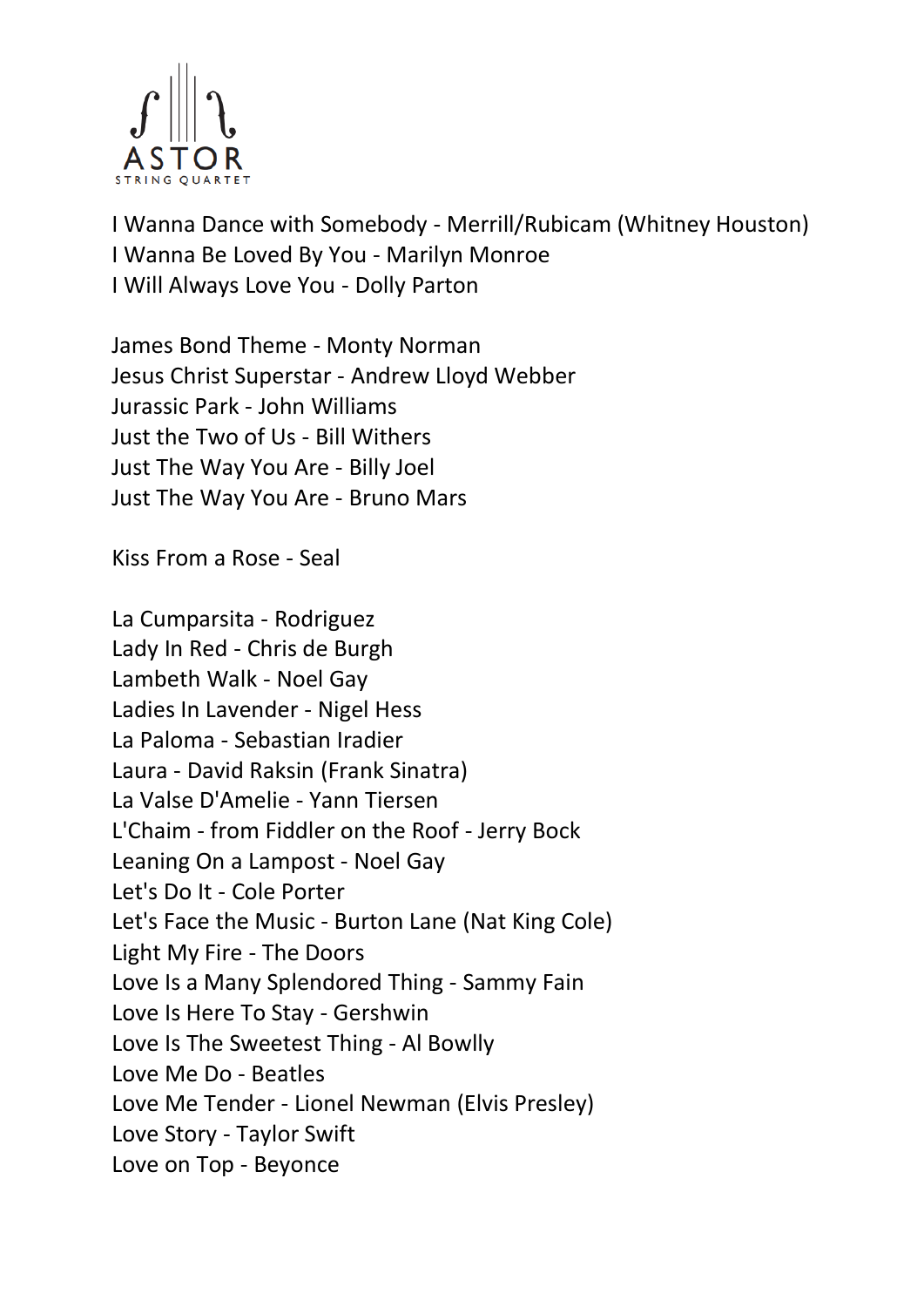I Wanna Dance with Somebody - Merrill/Rubicam (Whitney Houston)
I Wanna Be Loved By You - Marilyn Monroe
I Will Always Love You - Dolly Parton

James Bond Theme - Monty Norman
Jesus Christ Superstar - Andrew Lloyd Webber
Jurassic Park - John Williams
Just the Two of Us - Bill Withers
Just The Way You Are - Billy Joel
Just The Way You Are - Bruno Mars

Kiss From a Rose - Seal

La Cumparsita - Rodriguez
Lady In Red - Chris de Burgh
Lambeth Walk - Noel Gay
Ladies In Lavender - Nigel Hess
La Paloma - Sebastian Iradier
Laura - David Raksin (Frank Sinatra)
La Valse D'Amelie - Yann Tiersen
L'Chaim - from Fiddler on the Roof - Jerry Bock
Leaning On a Lampost - Noel Gay
Let's Do It - Cole Porter
Let's Face the Music - Burton Lane (Nat King Cole)
Light My Fire - The Doors
Love Is a Many Splendored Thing - Sammy Fain
Love Is Here To Stay - Gershwin
Love Is The Sweetest Thing - Al Bowlly
Love Me Do - Beatles
Love Me Tender - Lionel Newman (Elvis Presley)
Love Story - Taylor Swift
Love on Top - Beyonce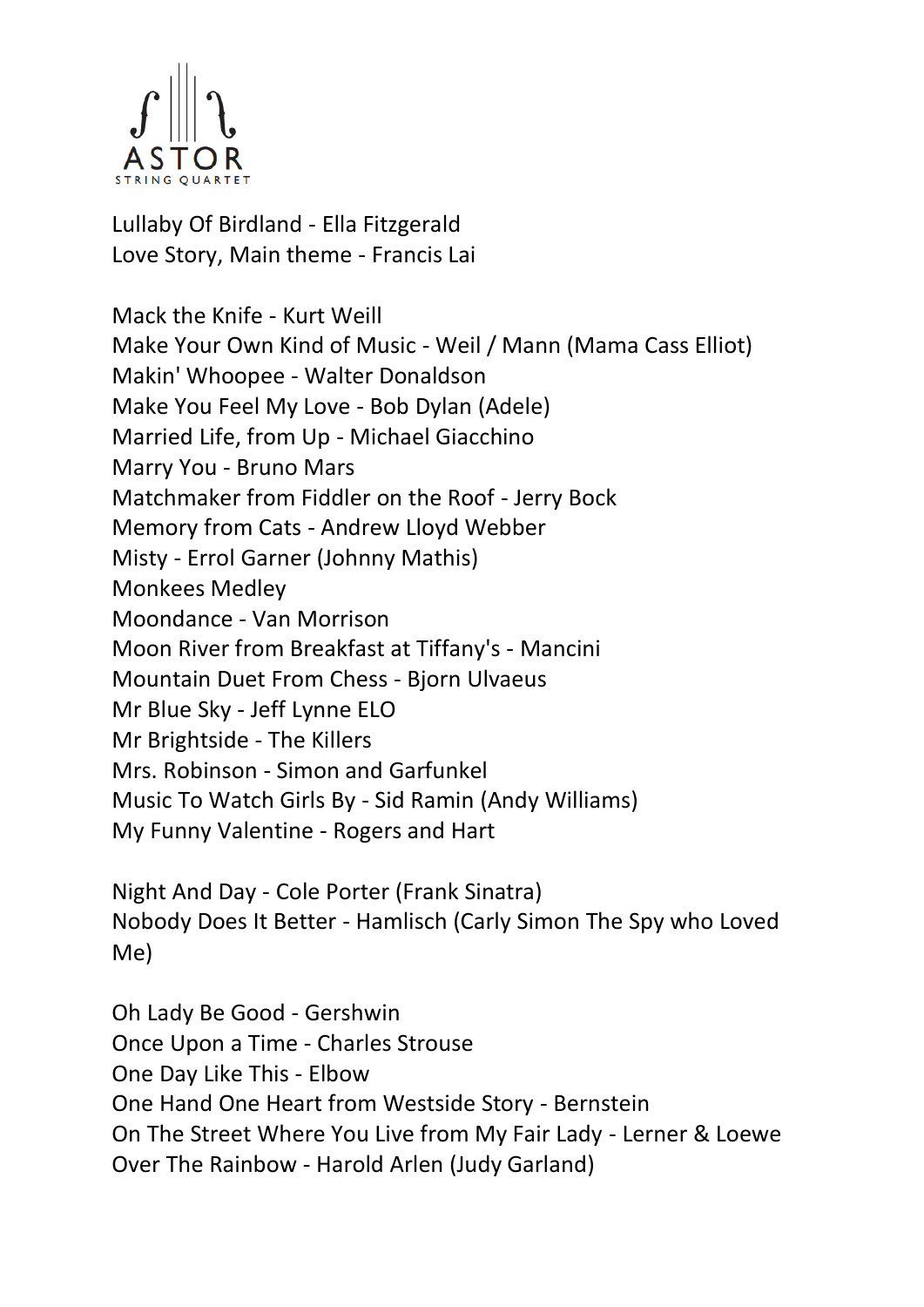Lullaby Of Birdland - Ella Fitzgerald
Love Story, Main theme - Francis Lai

Mack the Knife - Kurt Weill
Make Your Own Kind of Music - Weil / Mann (Mama Cass Elliot)
Makin' Whoopee - Walter Donaldson
Make You Feel My Love - Bob Dylan (Adele)
Married Life, from Up - Michael Giacchino
Marry You - Bruno Mars
Matchmaker from Fiddler on the Roof - Jerry Bock
Memory from Cats - Andrew Lloyd Webber
Misty - Errol Garner (Johnny Mathis)
Monkees Medley
Moondance - Van Morrison
Moon River from Breakfast at Tiffany's - Mancini
Mountain Duet From Chess - Bjorn Ulvaeus
Mr Blue Sky - Jeff Lynne ELO
Mr Brightside - The Killers
Mrs. Robinson - Simon and Garfunkel
Music To Watch Girls By - Sid Ramin (Andy Williams)
My Funny Valentine - Rogers and Hart

Night And Day - Cole Porter (Frank Sinatra)
Nobody Does It Better - Hamlisch (Carly Simon The Spy who Loved Me)

Oh Lady Be Good - Gershwin
Once Upon a Time - Charles Strouse
One Day Like This - Elbow
One Hand One Heart from Westside Story - Bernstein
On The Street Where You Live from My Fair Lady - Lerner & Loewe
Over The Rainbow - Harold Arlen (Judy Garland)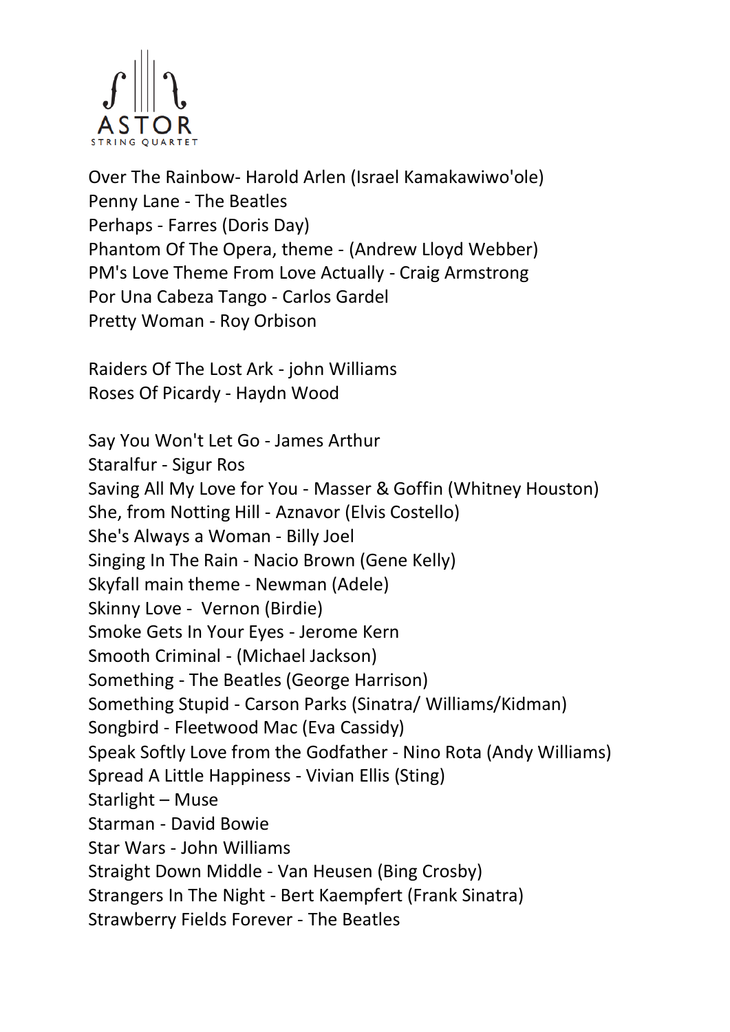Over The Rainbow- Harold Arlen (Israel Kamakawiwo'ole)
Penny Lane - The Beatles
Perhaps - Farres (Doris Day)
Phantom Of The Opera, theme - (Andrew Lloyd Webber)
PM's Love Theme From Love Actually - Craig Armstrong
Por Una Cabeza Tango - Carlos Gardel
Pretty Woman - Roy Orbison

Raiders Of The Lost Ark - john Williams
Roses Of Picardy - Haydn Wood

Say You Won't Let Go - James Arthur
Staralfur - Sigur Ros
Saving All My Love for You - Masser & Goffin (Whitney Houston)
She, from Notting Hill - Aznavor (Elvis Costello)
She's Always a Woman - Billy Joel
Singing In The Rain - Nacio Brown (Gene Kelly)
Skyfall main theme - Newman (Adele)
Skinny Love - Vernon (Birdie)
Smoke Gets In Your Eyes - Jerome Kern
Smooth Criminal - (Michael Jackson)
Something - The Beatles (George Harrison)
Something Stupid - Carson Parks (Sinatra/ Williams/Kidman)
Songbird - Fleetwood Mac (Eva Cassidy)
Speak Softly Love from the Godfather - Nino Rota (Andy Williams)
Spread A Little Happiness - Vivian Ellis (Sting)
Starlight – Muse
Starman - David Bowie
Star Wars - John Williams
Straight Down Middle - Van Heusen (Bing Crosby)
Strangers In The Night - Bert Kaempfert (Frank Sinatra)
Strawberry Fields Forever - The Beatles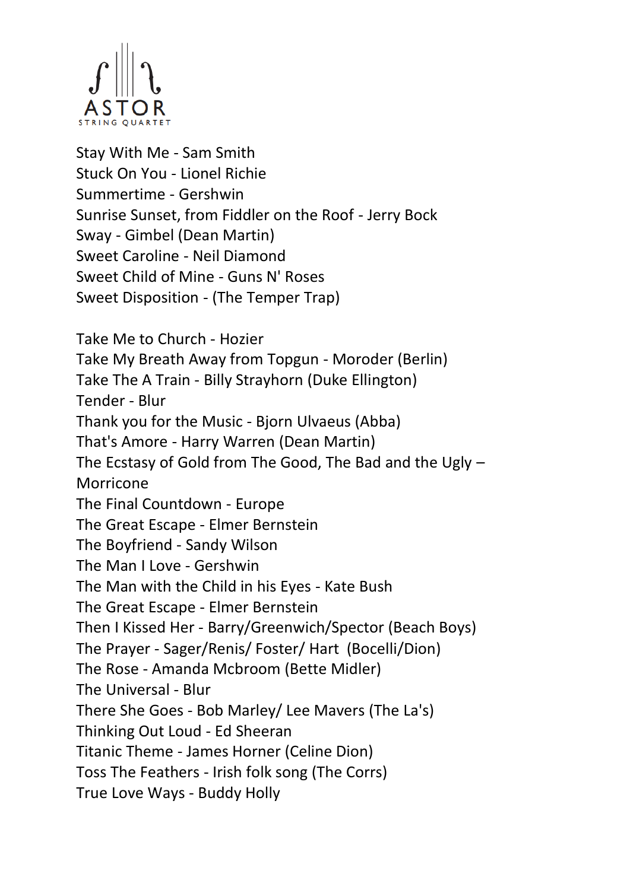ASTOR
STRING QUARTET

Stay With Me - Sam Smith
Stuck On You - Lionel Richie
Summertime - Gershwin
Sunrise Sunset, from Fiddler on the Roof - Jerry Bock
Sway - Gimbel (Dean Martin)
Sweet Caroline - Neil Diamond
Sweet Child of Mine - Guns N' Roses
Sweet Disposition - (The Temper Trap)

Take Me to Church - Hozier
Take My Breath Away from Topgun - Moroder (Berlin)
Take The A Train - Billy Strayhorn (Duke Ellington)
Tender - Blur
Thank you for the Music - Bjorn Ulvaeus (Abba)
That's Amore - Harry Warren (Dean Martin)
The Ecstasy of Gold from The Good, The Bad and the Ugly – Morricone
The Final Countdown - Europe
The Great Escape - Elmer Bernstein
The Boyfriend - Sandy Wilson
The Man I Love - Gershwin
The Man with the Child in his Eyes - Kate Bush
The Great Escape - Elmer Bernstein
Then I Kissed Her - Barry/Greenwich/Spector (Beach Boys)
The Prayer - Sager/Renis/ Foster/ Hart (Bocelli/Dion)
The Rose - Amanda Mcbroom (Bette Midler)
The Universal - Blur
There She Goes - Bob Marley/ Lee Mavers (The La's)
Thinking Out Loud - Ed Sheeran
Titanic Theme - James Horner (Celine Dion)
Toss The Feathers - Irish folk song (The Corrs)
True Love Ways - Buddy Holly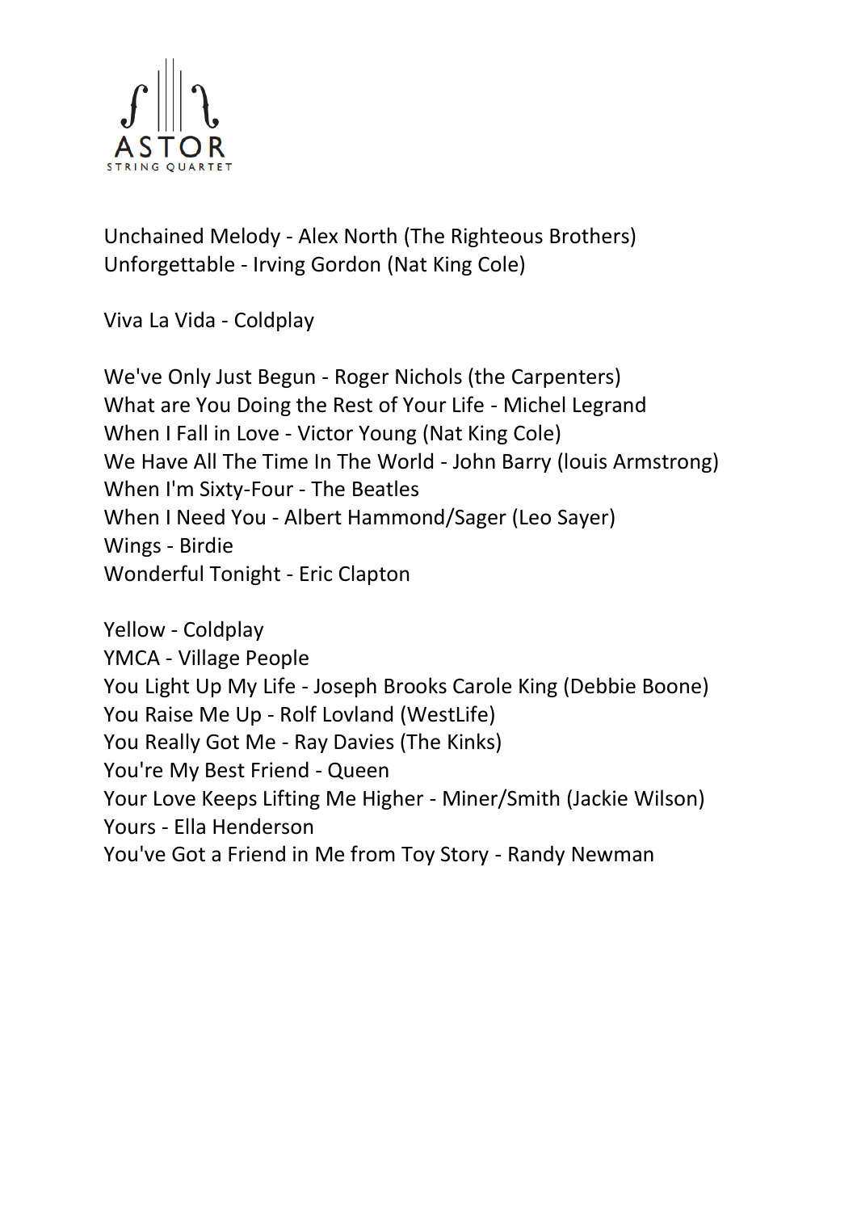ASTOR
STRING QUARTET

Unchained Melody - Alex North (The Righteous Brothers)
Unforgettable - Irving Gordon (Nat King Cole)

Viva La Vida - Coldplay

We've Only Just Begun - Roger Nichols (the Carpenters)
What are You Doing the Rest of Your Life - Michel Legrand
When I Fall in Love - Victor Young (Nat King Cole)
We Have All The Time In The World - John Barry (louis Armstrong)
When I'm Sixty-Four - The Beatles
When I Need You - Albert Hammond/Sager (Leo Sayer)
Wings - Birdie
Wonderful Tonight - Eric Clapton

Yellow - Coldplay
YMCA - Village People
You Light Up My Life - Joseph Brooks Carole King (Debbie Boone)
You Raise Me Up - Rolf Lovland (WestLife)
You Really Got Me - Ray Davies (The Kinks)
You're My Best Friend - Queen
Your Love Keeps Lifting Me Higher - Miner/Smith (Jackie Wilson)
Yours - Ella Henderson
You've Got a Friend in Me from Toy Story - Randy Newman